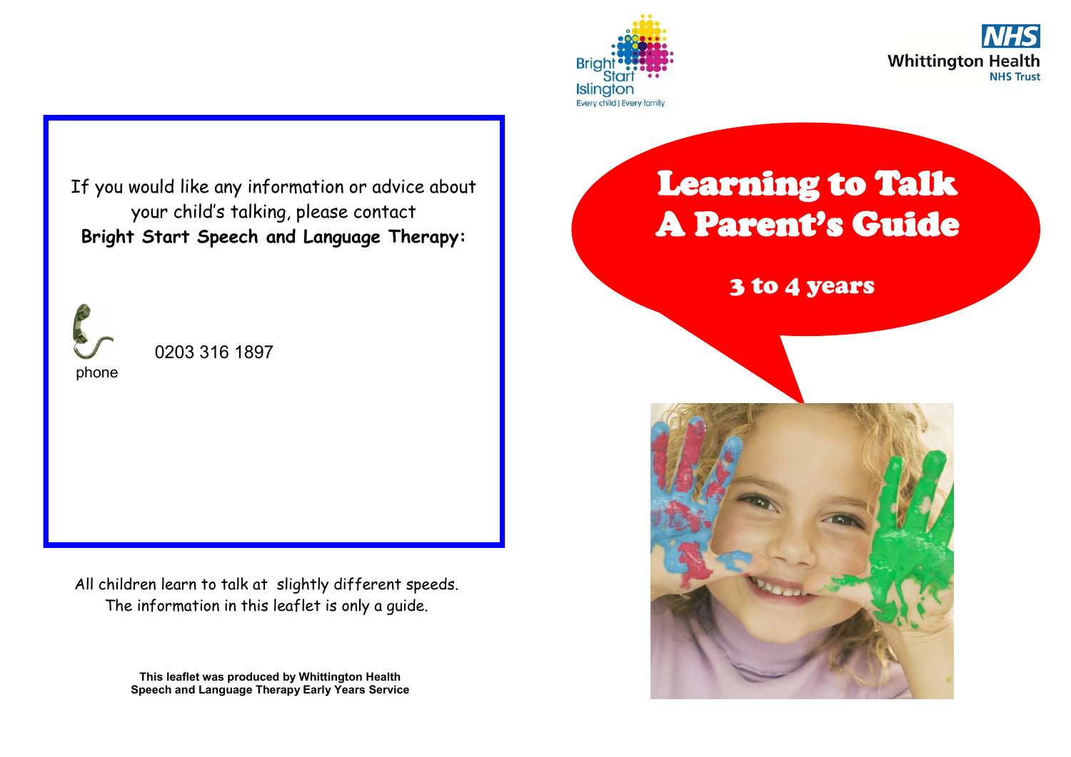If you would like any information or advice about your child's talking, please contact **Bright Start Speech and Language Therapy:**

phone 0203 316 1897

All children learn to talk at slightly different speeds. The information in this leaflet is only a guide.

**This leaflet was produced by Whittington Health Speech and Language Therapy Early Years Service**

Bright Start Islington
Every child | Every family

NHS
Whittington Health
NHS Trust

# Learning to Talk
# A Parent's Guide

## 3 to 4 years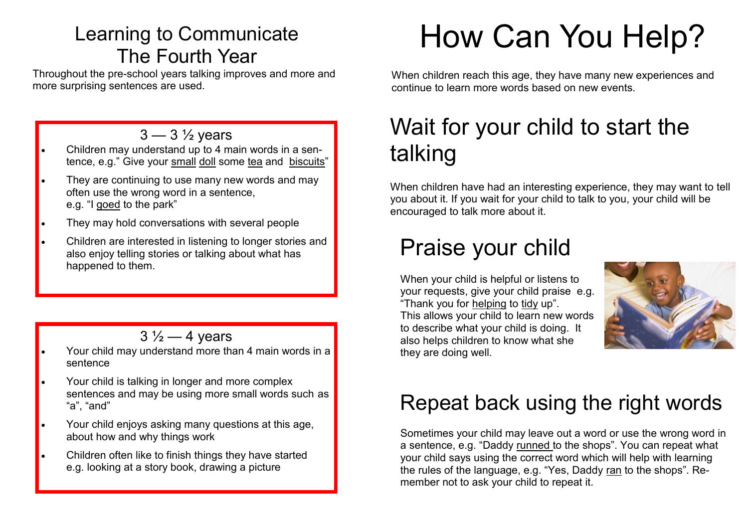# Learning to Communicate The Fourth Year

Throughout the pre-school years talking improves and more and more surprising sentences are used.

## 3 — 3 ½ years

- Children may understand up to 4 main words in a sentence, e.g." Give your <u>small</u> <u>doll</u> some <u>tea</u> and <u>biscuits</u>"
- They are continuing to use many new words and may often use the wrong word in a sentence, e.g. "I <u>goed</u> to the park"
- They may hold conversations with several people
- Children are interested in listening to longer stories and also enjoy telling stories or talking about what has happened to them.

## 3 ½ — 4 years

- Your child may understand more than 4 main words in a sentence
- Your child is talking in longer and more complex sentences and may be using more small words such as "a", "and"
- Your child enjoys asking many questions at this age, about how and why things work
- Children often like to finish things they have started e.g. looking at a story book, drawing a picture

# How Can You Help?

When children reach this age, they have many new experiences and continue to learn more words based on new events.

## Wait for your child to start the talking

When children have had an interesting experience, they may want to tell you about it. If you wait for your child to talk to you, your child will be encouraged to talk more about it.

## Praise your child

When your child is helpful or listens to your requests, give your child praise e.g. "Thank you for <u>helping</u> to <u>tidy</u> up". This allows your child to learn new words to describe what your child is doing. It also helps children to know what she they are doing well.

## Repeat back using the right words

Sometimes your child may leave out a word or use the wrong word in a sentence, e.g. "Daddy <u>runned</u> to the shops". You can repeat what your child says using the correct word which will help with learning the rules of the language, e.g. "Yes, Daddy <u>ran</u> to the shops". Remember not to ask your child to repeat it.